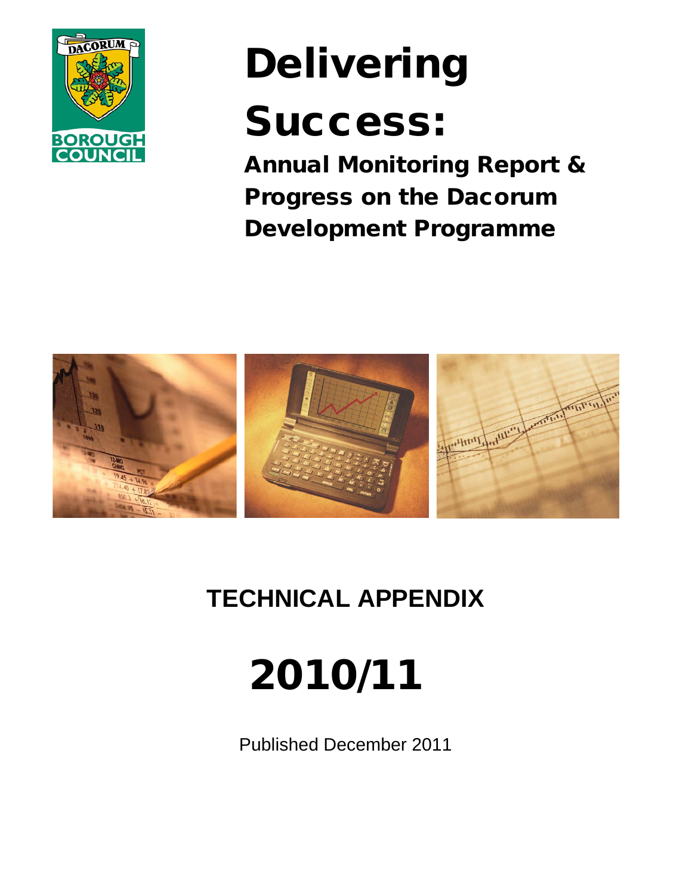DACORUM BOROUGH COUNCIL

# Delivering Success:

## Annual Monitoring Report & Progress on the Dacorum Development Programme

## TECHNICAL APPENDIX

# 2010/11

Published December 2011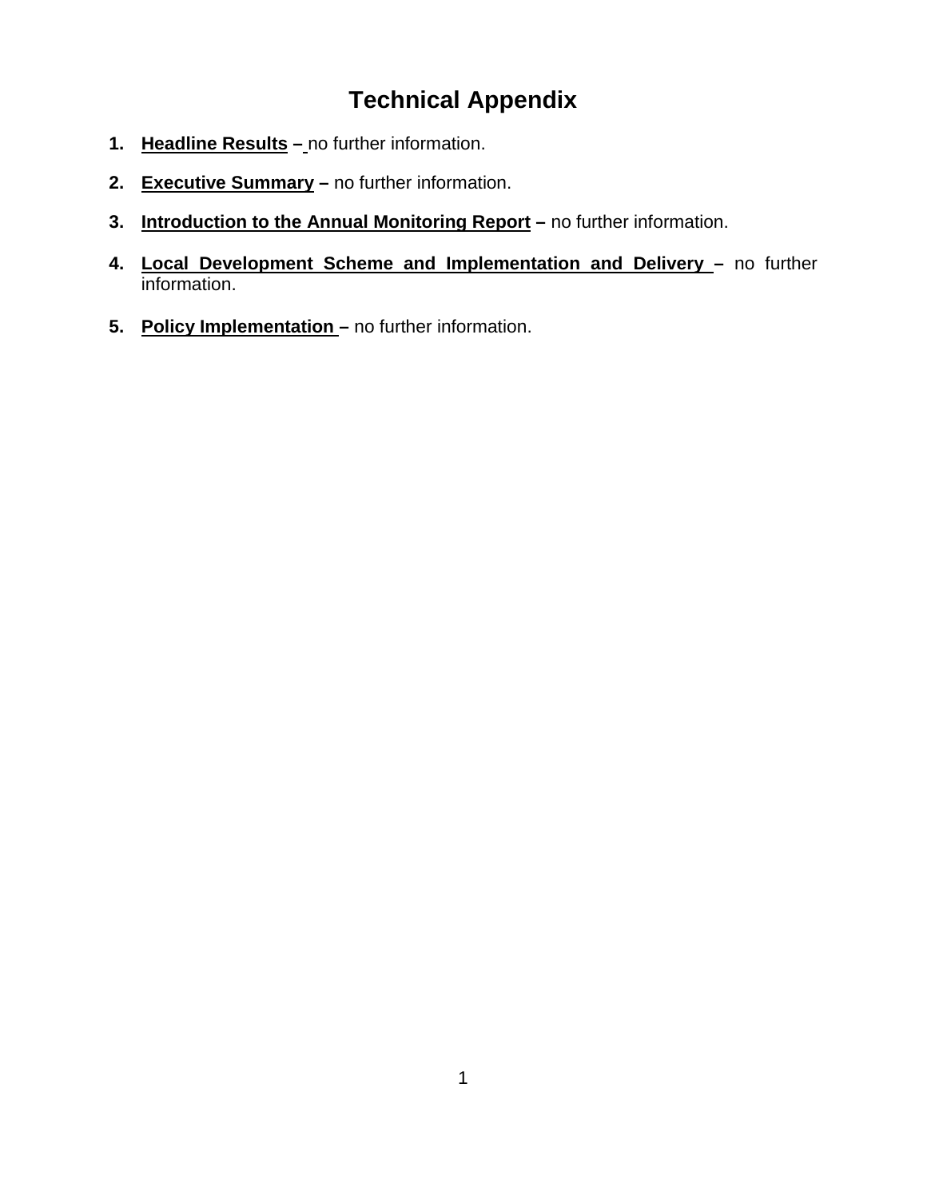# Technical Appendix

1. **Headline Results –** no further information.

2. **Executive Summary –** no further information.

3. **Introduction to the Annual Monitoring Report –** no further information.

4. **Local Development Scheme and Implementation and Delivery –** no further information.

5. **Policy Implementation –** no further information.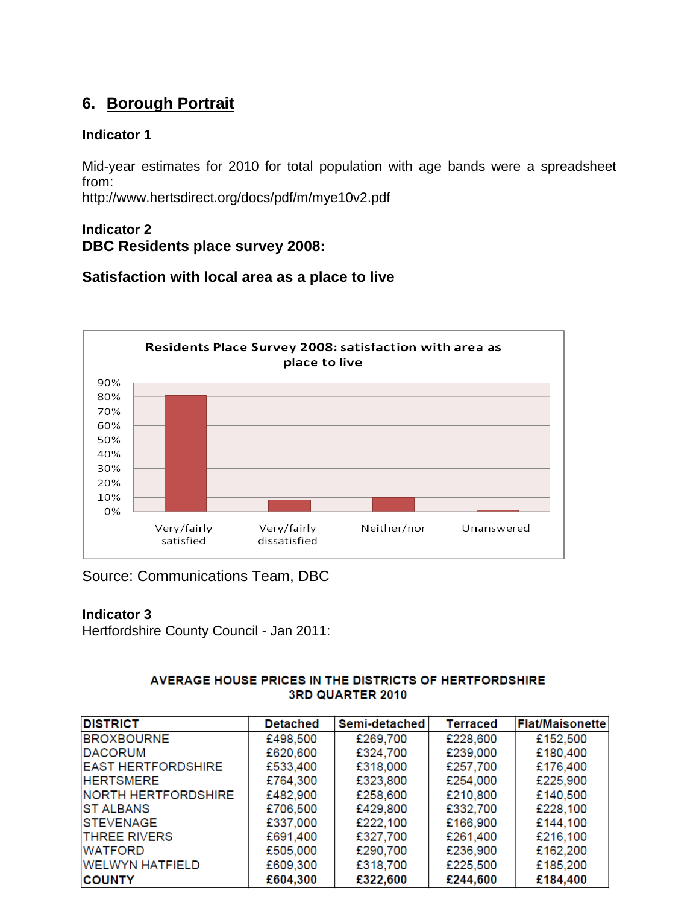## 6. Borough Portrait

**Indicator 1**

Mid-year estimates for 2010 for total population with age bands were a spreadsheet from:
http://www.hertsdirect.org/docs/pdf/m/mye10v2.pdf

**Indicator 2**
**DBC Residents place survey 2008:**

### Satisfaction with local area as a place to live

Residents Place Survey 2008: satisfaction with area as place to live

Source: Communications Team, DBC

**Indicator 3**
Hertfordshire County Council - Jan 2011:

**AVERAGE HOUSE PRICES IN THE DISTRICTS OF HERTFORDSHIRE**
**3RD QUARTER 2010**

| DISTRICT | Detached | Semi-detached | Terraced | Flat/Maisonette |
|---|---|---|---|---|
| BROXBOURNE | £498,500 | £269,700 | £228,600 | £152,500 |
| DACORUM | £620,600 | £324,700 | £239,000 | £180,400 |
| EAST HERTFORDSHIRE | £533,400 | £318,000 | £257,700 | £176,400 |
| HERTSMERE | £764,300 | £323,800 | £254,000 | £225,900 |
| NORTH HERTFORDSHIRE | £482,900 | £258,600 | £210,800 | £140,500 |
| ST ALBANS | £706,500 | £429,800 | £332,700 | £228,100 |
| STEVENAGE | £337,000 | £222,100 | £166,900 | £144,100 |
| THREE RIVERS | £691,400 | £327,700 | £261,400 | £216,100 |
| WATFORD | £505,000 | £290,700 | £236,900 | £162,200 |
| WELWYN HATFIELD | £609,300 | £318,700 | £225,500 | £185,200 |
| **COUNTY** | **£604,300** | **£322,600** | **£244,600** | **£184,400** |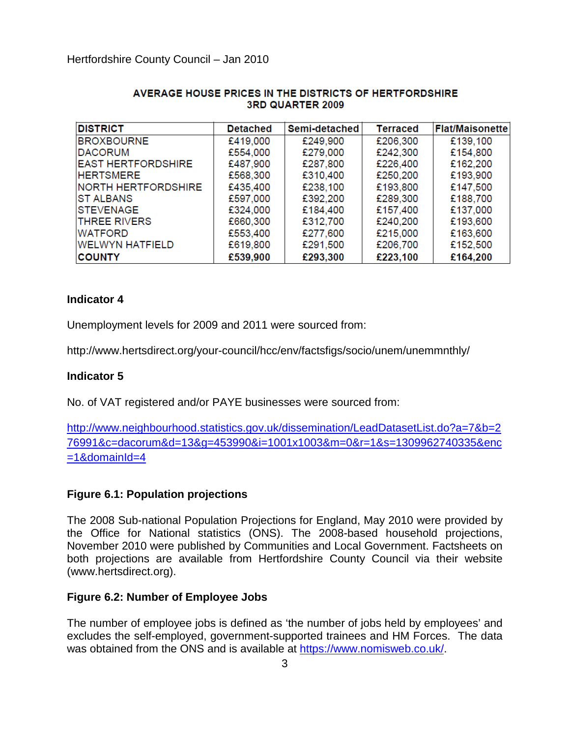Hertfordshire County Council – Jan 2010

**AVERAGE HOUSE PRICES IN THE DISTRICTS OF HERTFORDSHIRE**
**3RD QUARTER 2009**

| DISTRICT | Detached | Semi-detached | Terraced | Flat/Maisonette |
|---|---|---|---|---|
| BROXBOURNE | £419,000 | £249,900 | £206,300 | £139,100 |
| DACORUM | £554,000 | £279,000 | £242,300 | £154,800 |
| EAST HERTFORDSHIRE | £487,900 | £287,800 | £226,400 | £162,200 |
| HERTSMERE | £568,300 | £310,400 | £250,200 | £193,900 |
| NORTH HERTFORDSHIRE | £435,400 | £238,100 | £193,800 | £147,500 |
| ST ALBANS | £597,000 | £392,200 | £289,300 | £188,700 |
| STEVENAGE | £324,000 | £184,400 | £157,400 | £137,000 |
| THREE RIVERS | £660,300 | £312,700 | £240,200 | £193,600 |
| WATFORD | £553,400 | £277,600 | £215,000 | £163,600 |
| WELWYN HATFIELD | £619,800 | £291,500 | £206,700 | £152,500 |
| **COUNTY** | **£539,900** | **£293,300** | **£223,100** | **£164,200** |

### Indicator 4

Unemployment levels for 2009 and 2011 were sourced from:

http://www.hertsdirect.org/your-council/hcc/env/factsfigs/socio/unem/unemmnthly/

### Indicator 5

No. of VAT registered and/or PAYE businesses were sourced from:

http://www.neighbourhood.statistics.gov.uk/dissemination/LeadDatasetList.do?a=7&b=276991&c=dacorum&d=13&g=453990&i=1001x1003&m=0&r=1&s=1309962740335&enc=1&domainId=4

### Figure 6.1: Population projections

The 2008 Sub-national Population Projections for England, May 2010 were provided by the Office for National statistics (ONS). The 2008-based household projections, November 2010 were published by Communities and Local Government. Factsheets on both projections are available from Hertfordshire County Council via their website (www.hertsdirect.org).

### Figure 6.2: Number of Employee Jobs

The number of employee jobs is defined as 'the number of jobs held by employees' and excludes the self-employed, government-supported trainees and HM Forces. The data was obtained from the ONS and is available at https://www.nomisweb.co.uk/.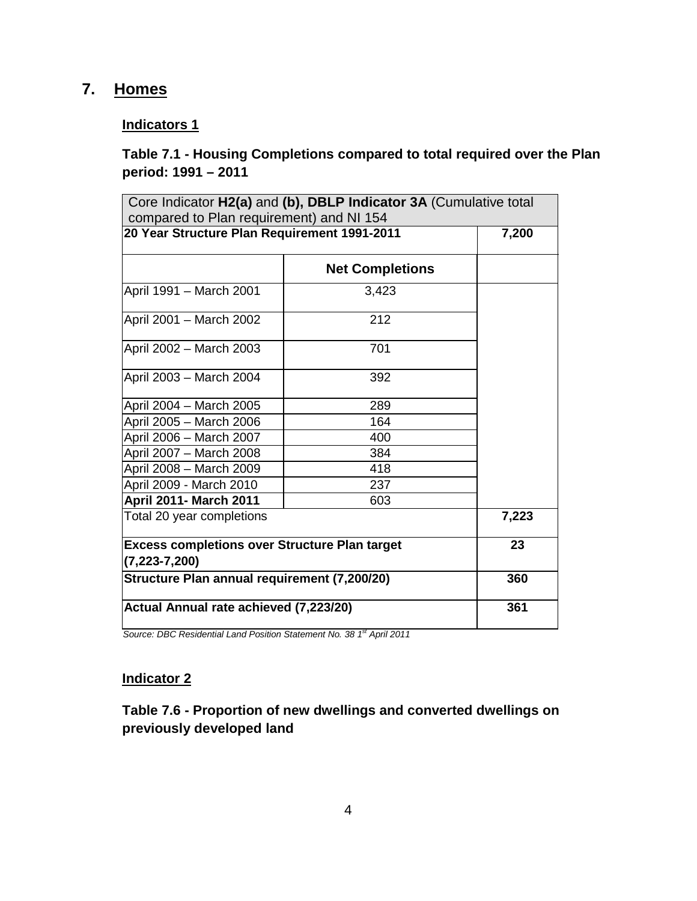# 7. Homes

## Indicators 1

### Table 7.1 - Housing Completions compared to total required over the Plan period: 1991 – 2011

| Core Indicator **H2(a)** and **(b), DBLP Indicator 3A** (Cumulative total compared to Plan requirement) and NI 154 | | |
|---|---|---|
| **20 Year Structure Plan Requirement 1991-2011** | | **7,200** |
| | **Net Completions** | |
| April 1991 – March 2001 | 3,423 | |
| April 2001 – March 2002 | 212 | |
| April 2002 – March 2003 | 701 | |
| April 2003 – March 2004 | 392 | |
| April 2004 – March 2005 | 289 | |
| April 2005 – March 2006 | 164 | |
| April 2006 – March 2007 | 400 | |
| April 2007 – March 2008 | 384 | |
| April 2008 – March 2009 | 418 | |
| April 2009 - March 2010 | 237 | |
| **April 2011- March 2011** | 603 | |
| Total 20 year completions | | **7,223** |
| **Excess completions over Structure Plan target (7,223-7,200)** | | **23** |
| **Structure Plan annual requirement (7,200/20)** | | **360** |
| **Actual Annual rate achieved (7,223/20)** | | **361** |

*Source: DBC Residential Land Position Statement No. 38 1st April 2011*

## Indicator 2

### Table 7.6 - Proportion of new dwellings and converted dwellings on previously developed land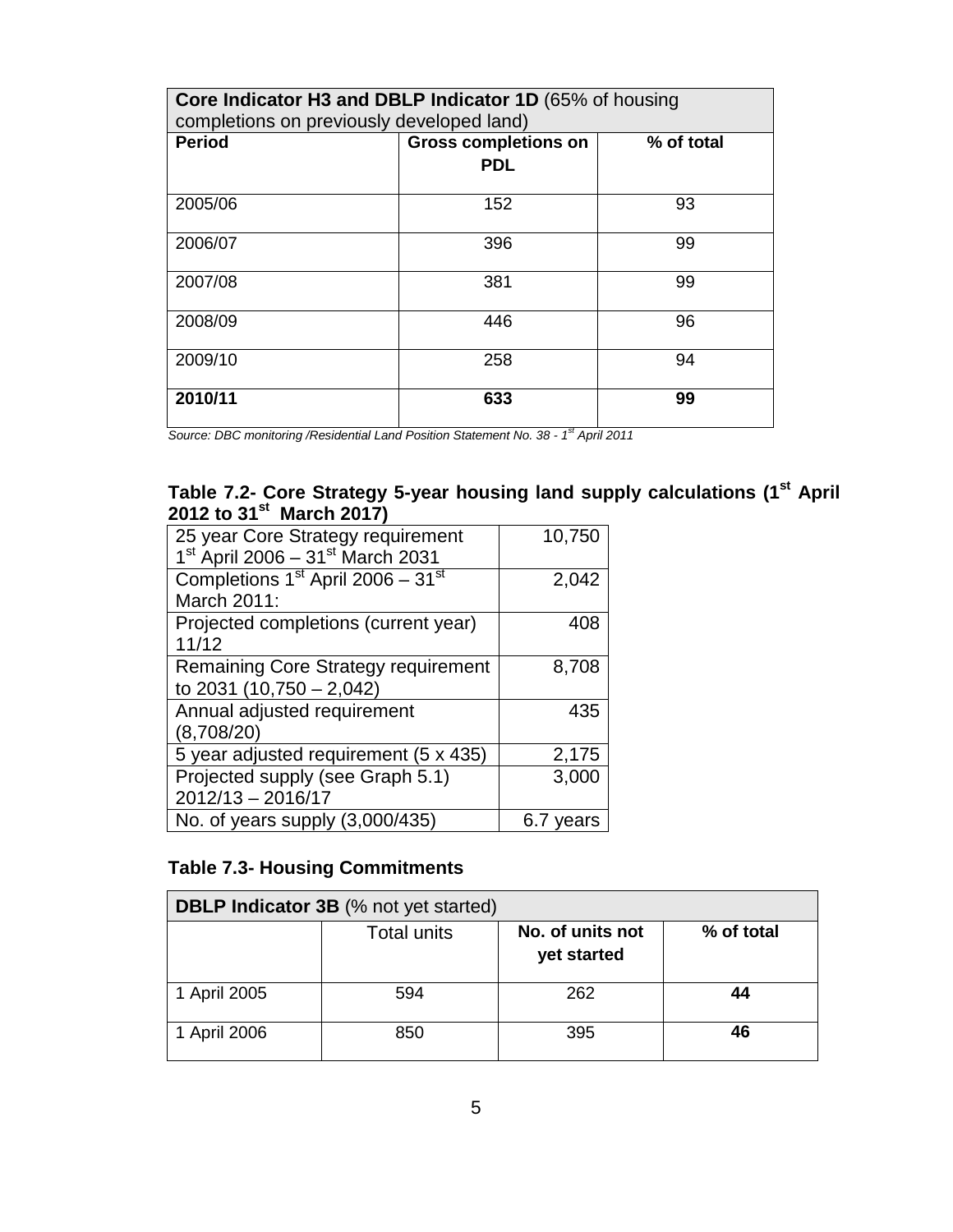| **Core Indicator H3 and DBLP Indicator 1D** (65% of housing completions on previously developed land) | | |
|---|---|---|
| **Period** | **Gross completions on PDL** | **% of total** |
| 2005/06 | 152 | 93 |
| 2006/07 | 396 | 99 |
| 2007/08 | 381 | 99 |
| 2008/09 | 446 | 96 |
| 2009/10 | 258 | 94 |
| **2010/11** | **633** | **99** |

*Source: DBC monitoring /Residential Land Position Statement No. 38 - 1st April 2011*

### Table 7.2- Core Strategy 5-year housing land supply calculations (1st April 2012 to 31st March 2017)

| | |
|---|---|
| 25 year Core Strategy requirement 1st April 2006 – 31st March 2031 | 10,750 |
| Completions 1st April 2006 – 31st March 2011: | 2,042 |
| Projected completions (current year) 11/12 | 408 |
| Remaining Core Strategy requirement to 2031 (10,750 – 2,042) | 8,708 |
| Annual adjusted requirement (8,708/20) | 435 |
| 5 year adjusted requirement (5 x 435) | 2,175 |
| Projected supply (see Graph 5.1) 2012/13 – 2016/17 | 3,000 |
| No. of years supply (3,000/435) | 6.7 years |

### Table 7.3- Housing Commitments

| **DBLP Indicator 3B** (% not yet started) | | | |
|---|---|---|---|
| | Total units | **No. of units not yet started** | **% of total** |
| 1 April 2005 | 594 | 262 | **44** |
| 1 April 2006 | 850 | 395 | **46** |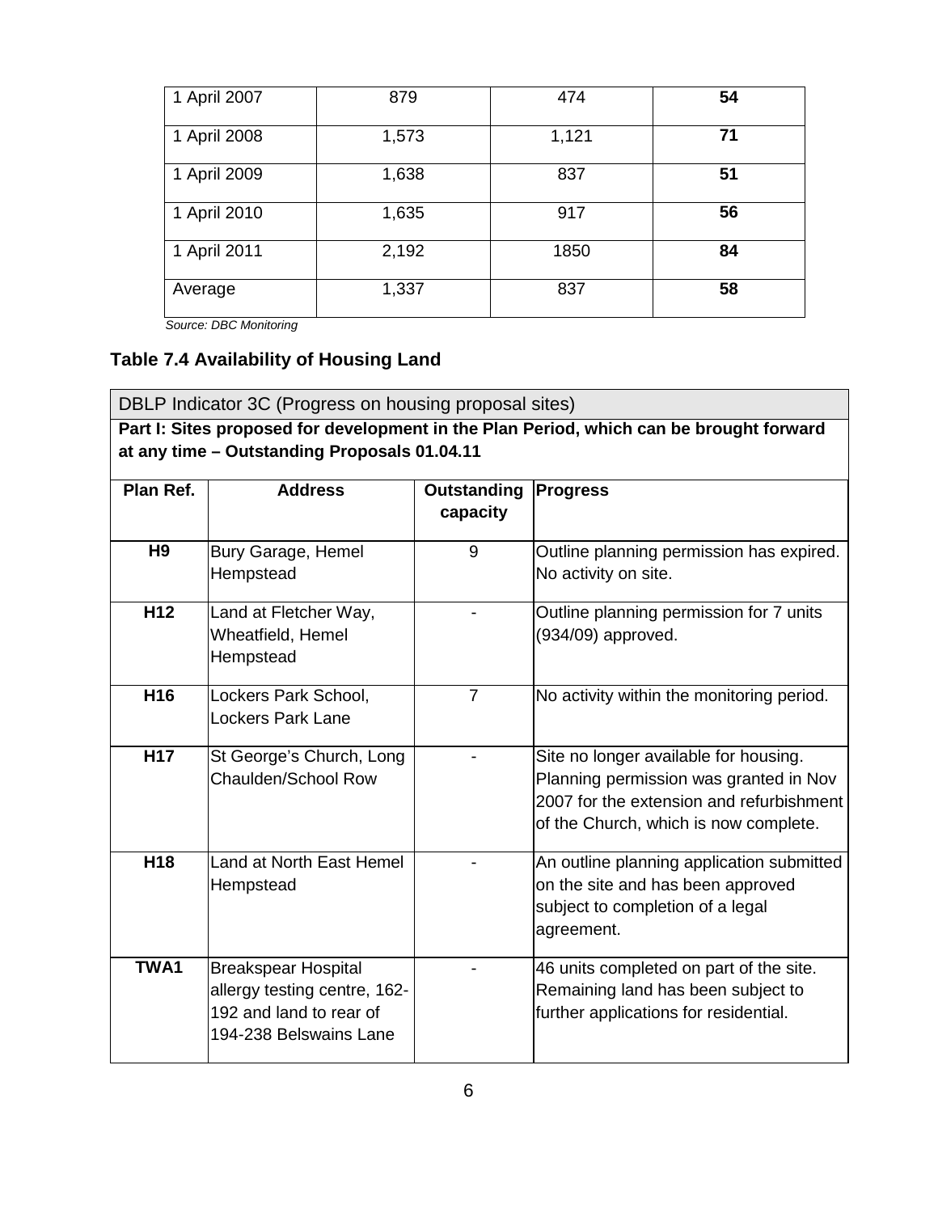| 1 April 2007 | 879 | 474 | **54** |
|---|---|---|---|
| 1 April 2008 | 1,573 | 1,121 | **71** |
| 1 April 2009 | 1,638 | 837 | **51** |
| 1 April 2010 | 1,635 | 917 | **56** |
| 1 April 2011 | 2,192 | 1850 | **84** |
| Average | 1,337 | 837 | **58** |

*Source: DBC Monitoring*

### Table 7.4 Availability of Housing Land

DBLP Indicator 3C (Progress on housing proposal sites)

**Part I: Sites proposed for development in the Plan Period, which can be brought forward at any time – Outstanding Proposals 01.04.11**

| Plan Ref. | Address | Outstanding capacity | Progress |
|---|---|---|---|
| **H9** | Bury Garage, Hemel Hempstead | 9 | Outline planning permission has expired. No activity on site. |
| **H12** | Land at Fletcher Way, Wheatfield, Hemel Hempstead | - | Outline planning permission for 7 units (934/09) approved. |
| **H16** | Lockers Park School, Lockers Park Lane | 7 | No activity within the monitoring period. |
| **H17** | St George's Church, Long Chaulden/School Row | - | Site no longer available for housing. Planning permission was granted in Nov 2007 for the extension and refurbishment of the Church, which is now complete. |
| **H18** | Land at North East Hemel Hempstead | - | An outline planning application submitted on the site and has been approved subject to completion of a legal agreement. |
| **TWA1** | Breakspear Hospital allergy testing centre, 162-192 and land to rear of 194-238 Belswains Lane | - | 46 units completed on part of the site. Remaining land has been subject to further applications for residential. |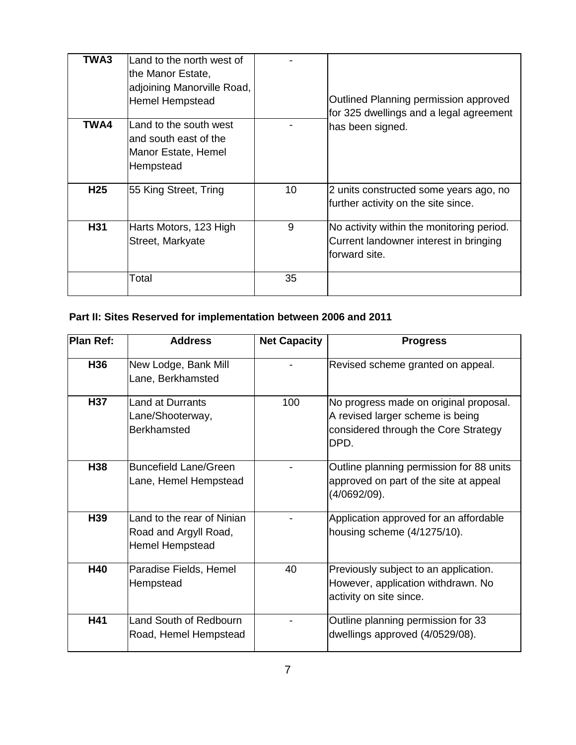| | | | |
|---|---|---|---|
| **TWA3** | Land to the north west of the Manor Estate, adjoining Manorville Road, Hemel Hempstead | - | Outlined Planning permission approved for 325 dwellings and a legal agreement has been signed. |
| **TWA4** | Land to the south west and south east of the Manor Estate, Hemel Hempstead | - | |
| **H25** | 55 King Street, Tring | 10 | 2 units constructed some years ago, no further activity on the site since. |
| **H31** | Harts Motors, 123 High Street, Markyate | 9 | No activity within the monitoring period. Current landowner interest in bringing forward site. |
| | Total | 35 | |

**Part II: Sites Reserved for implementation between 2006 and 2011**

| Plan Ref: | Address | Net Capacity | Progress |
|---|---|---|---|
| **H36** | New Lodge, Bank Mill Lane, Berkhamsted | - | Revised scheme granted on appeal. |
| **H37** | Land at Durrants Lane/Shooterway, Berkhamsted | 100 | No progress made on original proposal. A revised larger scheme is being considered through the Core Strategy DPD. |
| **H38** | Buncefield Lane/Green Lane, Hemel Hempstead | - | Outline planning permission for 88 units approved on part of the site at appeal (4/0692/09). |
| **H39** | Land to the rear of Ninian Road and Argyll Road, Hemel Hempstead | - | Application approved for an affordable housing scheme (4/1275/10). |
| **H40** | Paradise Fields, Hemel Hempstead | 40 | Previously subject to an application. However, application withdrawn. No activity on site since. |
| **H41** | Land South of Redbourn Road, Hemel Hempstead | - | Outline planning permission for 33 dwellings approved (4/0529/08). |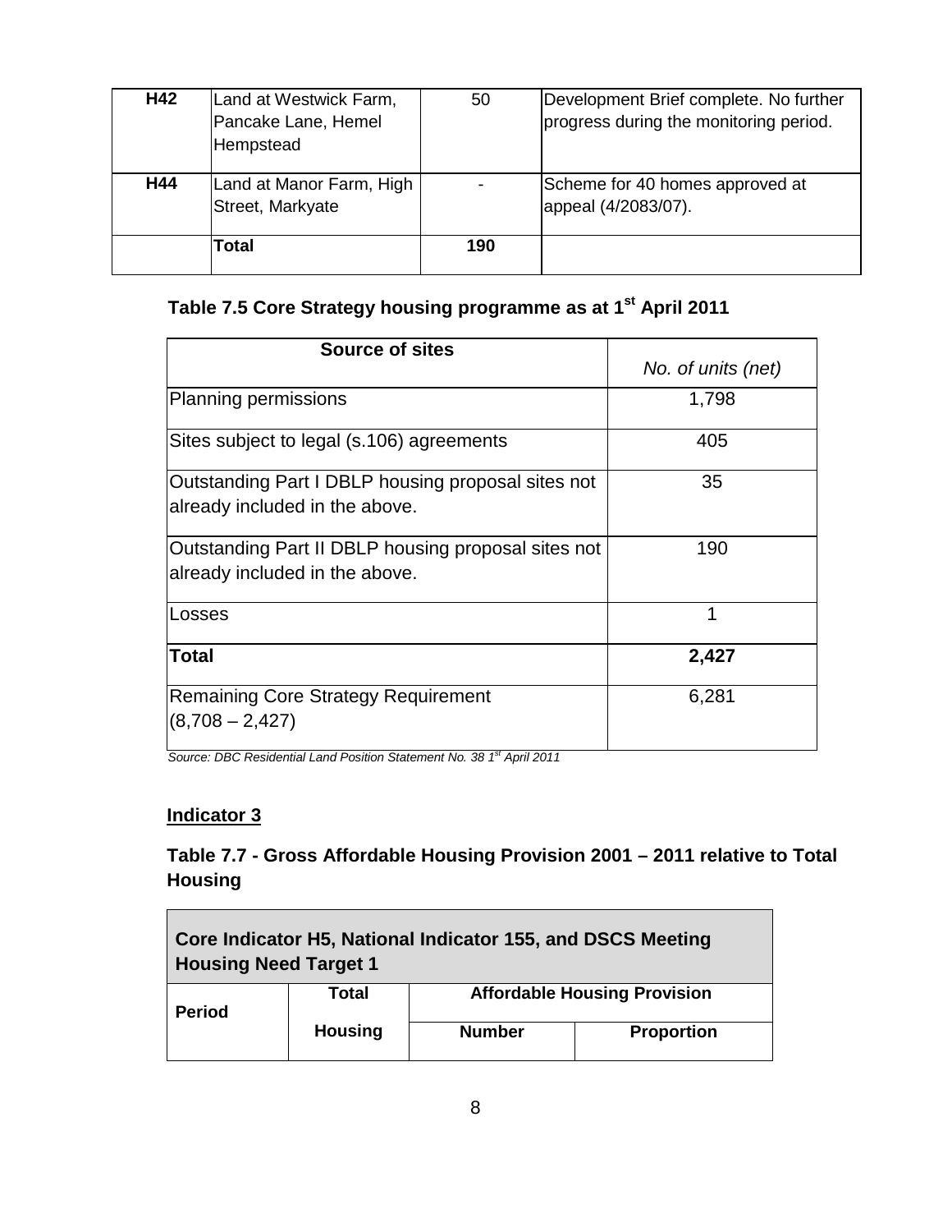| H42 | Land at Westwick Farm, Pancake Lane, Hemel Hempstead | 50 | Development Brief complete. No further progress during the monitoring period. |
|---|---|---|---|
| H44 | Land at Manor Farm, High Street, Markyate | - | Scheme for 40 homes approved at appeal (4/2083/07). |
| | **Total** | **190** | |

**Table 7.5 Core Strategy housing programme as at 1st April 2011**

| Source of sites | *No. of units (net)* |
|---|---|
| Planning permissions | 1,798 |
| Sites subject to legal (s.106) agreements | 405 |
| Outstanding Part I DBLP housing proposal sites not already included in the above. | 35 |
| Outstanding Part II DBLP housing proposal sites not already included in the above. | 190 |
| Losses | 1 |
| **Total** | **2,427** |
| Remaining Core Strategy Requirement (8,708 – 2,427) | 6,281 |

*Source: DBC Residential Land Position Statement No. 38 1st April 2011*

**Indicator 3**

**Table 7.7 - Gross Affordable Housing Provision 2001 – 2011 relative to Total Housing**

| **Core Indicator H5, National Indicator 155, and DSCS Meeting Housing Need Target 1** | | | |
|---|---|---|---|
| **Period** | **Total Housing** | **Affordable Housing Provision** | |
| | | **Number** | **Proportion** |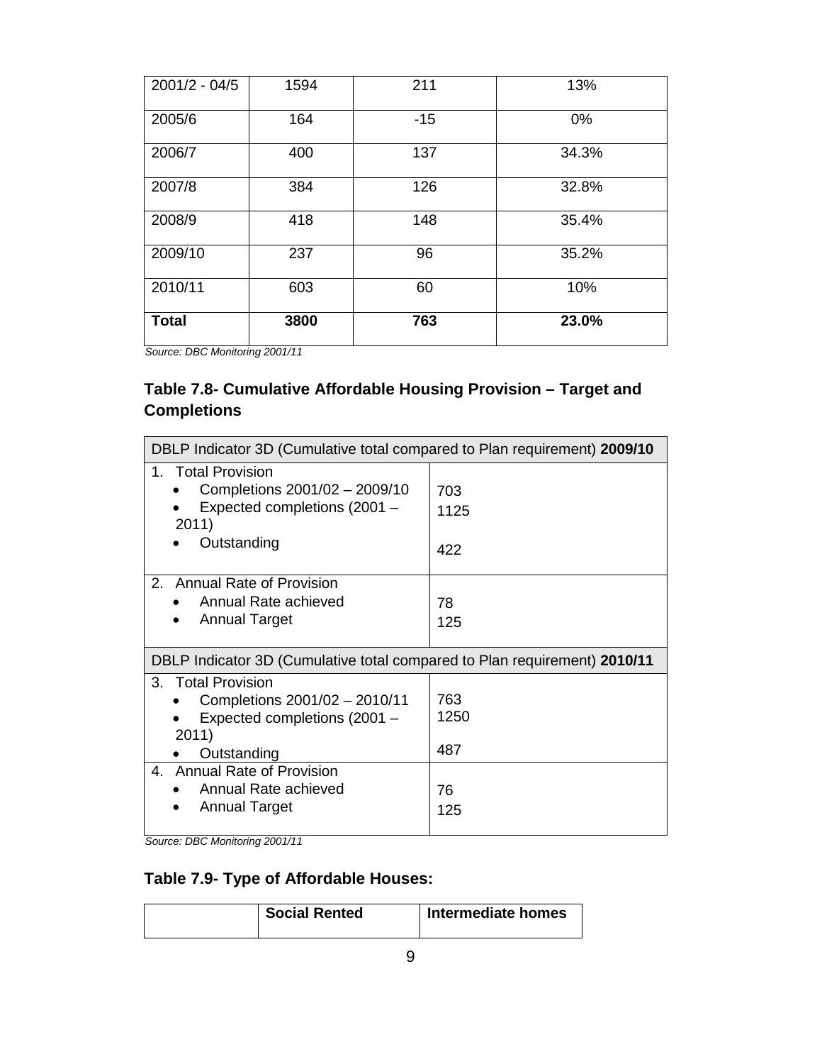| | | | |
|---|---|---|---|
| 2001/2 - 04/5 | 1594 | 211 | 13% |
| 2005/6 | 164 | -15 | 0% |
| 2006/7 | 400 | 137 | 34.3% |
| 2007/8 | 384 | 126 | 32.8% |
| 2008/9 | 418 | 148 | 35.4% |
| 2009/10 | 237 | 96 | 35.2% |
| 2010/11 | 603 | 60 | 10% |
| **Total** | **3800** | **763** | **23.0%** |

*Source: DBC Monitoring 2001/11*

### Table 7.8- Cumulative Affordable Housing Provision – Target and Completions

| DBLP Indicator 3D (Cumulative total compared to Plan requirement) **2009/10** | |
|---|---|
| 1. Total Provision<br>• Completions 2001/02 – 2009/10<br>• Expected completions (2001 – 2011)<br>• Outstanding | <br>703<br>1125<br>422 |
| 2. Annual Rate of Provision<br>• Annual Rate achieved<br>• Annual Target | <br>78<br>125 |
| DBLP Indicator 3D (Cumulative total compared to Plan requirement) **2010/11** | |
| 3. Total Provision<br>• Completions 2001/02 – 2010/11<br>• Expected completions (2001 – 2011)<br>• Outstanding | <br>763<br>1250<br>487 |
| 4. Annual Rate of Provision<br>• Annual Rate achieved<br>• Annual Target | <br>76<br>125 |

*Source: DBC Monitoring 2001/11*

### Table 7.9- Type of Affordable Houses:

| | **Social Rented** | **Intermediate homes** |
|---|---|---|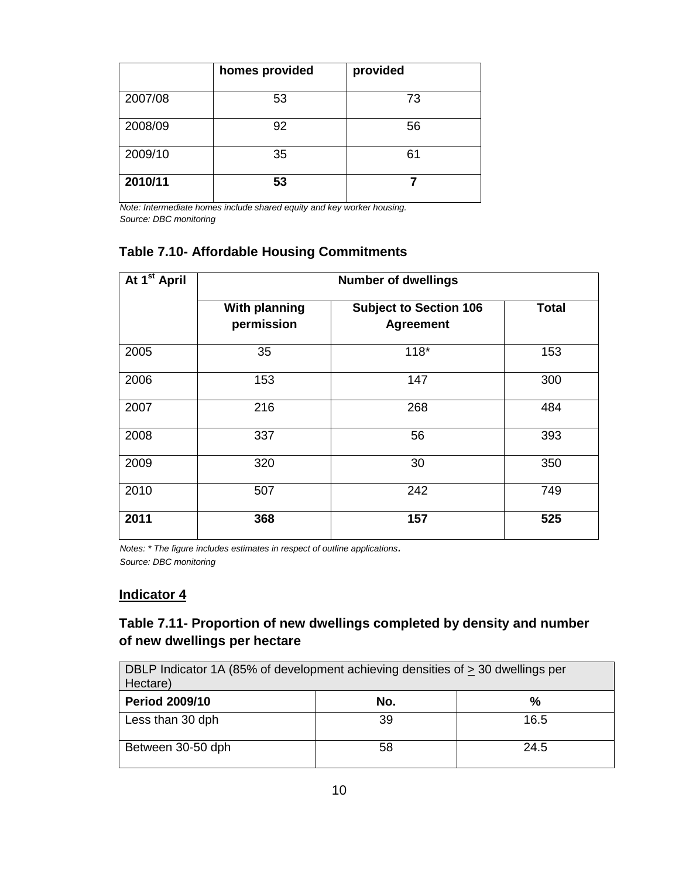| | homes provided | provided |
|---|---|---|
| 2007/08 | 53 | 73 |
| 2008/09 | 92 | 56 |
| 2009/10 | 35 | 61 |
| **2010/11** | **53** | **7** |

*Note: Intermediate homes include shared equity and key worker housing.*
*Source: DBC monitoring*

### Table 7.10- Affordable Housing Commitments

| At 1st April | Number of dwellings | | |
|---|---|---|---|
| | With planning permission | Subject to Section 106 Agreement | Total |
| 2005 | 35 | 118* | 153 |
| 2006 | 153 | 147 | 300 |
| 2007 | 216 | 268 | 484 |
| 2008 | 337 | 56 | 393 |
| 2009 | 320 | 30 | 350 |
| 2010 | 507 | 242 | 749 |
| **2011** | **368** | **157** | **525** |

*Notes: * The figure includes estimates in respect of outline applications.*
*Source: DBC monitoring*

## Indicator 4

### Table 7.11- Proportion of new dwellings completed by density and number of new dwellings per hectare

| DBLP Indicator 1A (85% of development achieving densities of ≥ 30 dwellings per Hectare) | | |
|---|---|---|
| **Period 2009/10** | **No.** | **%** |
| Less than 30 dph | 39 | 16.5 |
| Between 30-50 dph | 58 | 24.5 |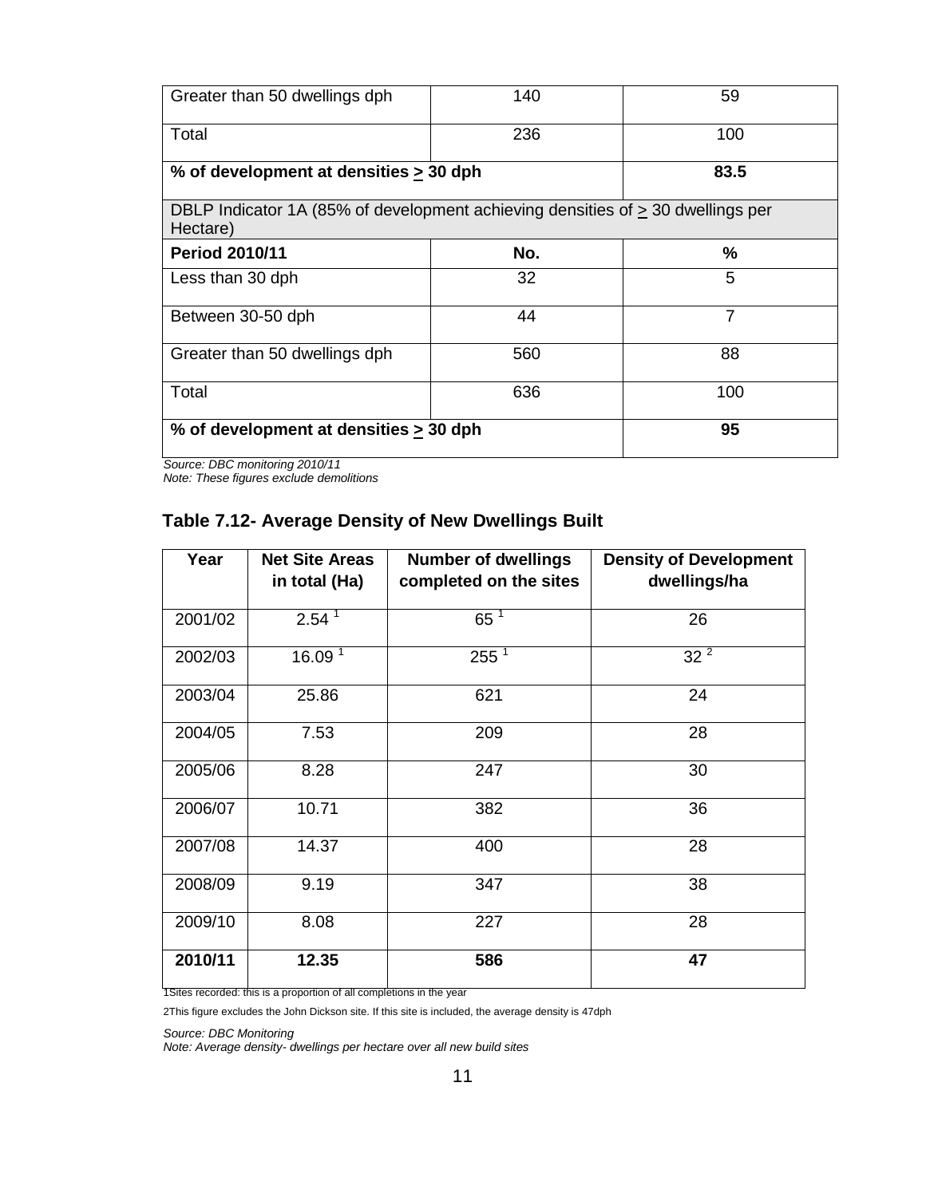| | | |
|---|---|---|
| Greater than 50 dwellings dph | 140 | 59 |
| Total | 236 | 100 |
| **% of development at densities > 30 dph** | | **83.5** |
| DBLP Indicator 1A (85% of development achieving densities of > 30 dwellings per Hectare) | | |
| **Period 2010/11** | **No.** | **%** |
| Less than 30 dph | 32 | 5 |
| Between 30-50 dph | 44 | 7 |
| Greater than 50 dwellings dph | 560 | 88 |
| Total | 636 | 100 |
| **% of development at densities > 30 dph** | | **95** |

*Source: DBC monitoring 2010/11*
*Note: These figures exclude demolitions*

### Table 7.12- Average Density of New Dwellings Built

| Year | Net Site Areas in total (Ha) | Number of dwellings completed on the sites | Density of Development dwellings/ha |
|---|---|---|---|
| 2001/02 | 2.54 [1] | 65 [1] | 26 |
| 2002/03 | 16.09 [1] | 255 [1] | 32 [2] |
| 2003/04 | 25.86 | 621 | 24 |
| 2004/05 | 7.53 | 209 | 28 |
| 2005/06 | 8.28 | 247 | 30 |
| 2006/07 | 10.71 | 382 | 36 |
| 2007/08 | 14.37 | 400 | 28 |
| 2008/09 | 9.19 | 347 | 38 |
| 2009/10 | 8.08 | 227 | 28 |
| **2010/11** | **12.35** | **586** | **47** |

1Sites recorded: this is a proportion of all completions in the year

2This figure excludes the John Dickson site. If this site is included, the average density is 47dph

*Source: DBC Monitoring*
*Note: Average density- dwellings per hectare over all new build sites*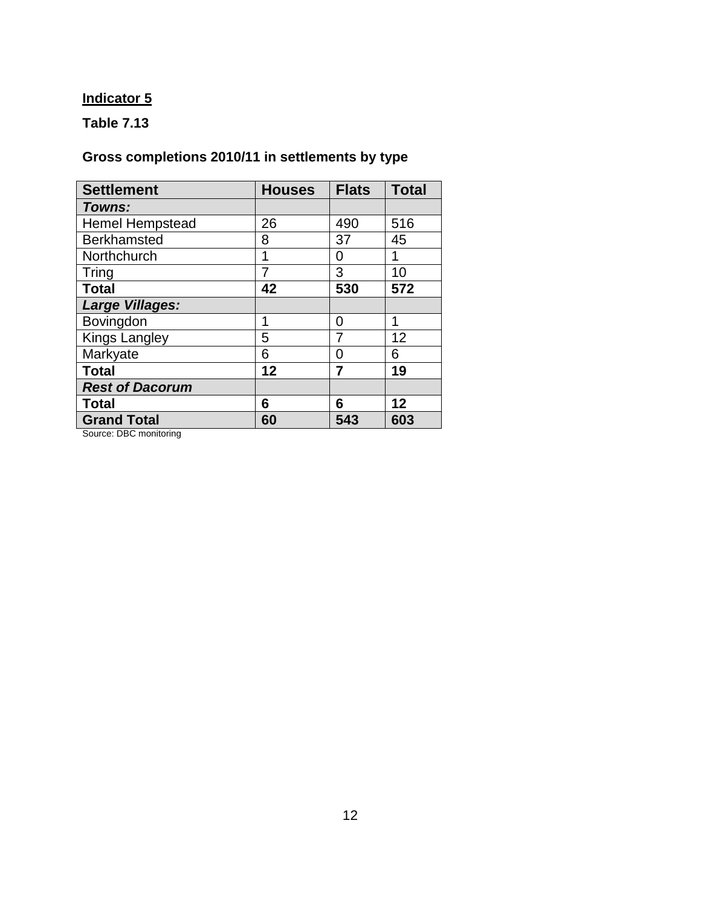**Indicator 5**

**Table 7.13**

**Gross completions 2010/11 in settlements by type**

| Settlement | Houses | Flats | Total |
|---|---|---|---|
| ***Towns:*** | | | |
| Hemel Hempstead | 26 | 490 | 516 |
| Berkhamsted | 8 | 37 | 45 |
| Northchurch | 1 | 0 | 1 |
| Tring | 7 | 3 | 10 |
| **Total** | **42** | **530** | **572** |
| ***Large Villages:*** | | | |
| Bovingdon | 1 | 0 | 1 |
| Kings Langley | 5 | 7 | 12 |
| Markyate | 6 | 0 | 6 |
| **Total** | **12** | **7** | **19** |
| ***Rest of Dacorum*** | | | |
| **Total** | **6** | **6** | **12** |
| **Grand Total** | **60** | **543** | **603** |

Source: DBC monitoring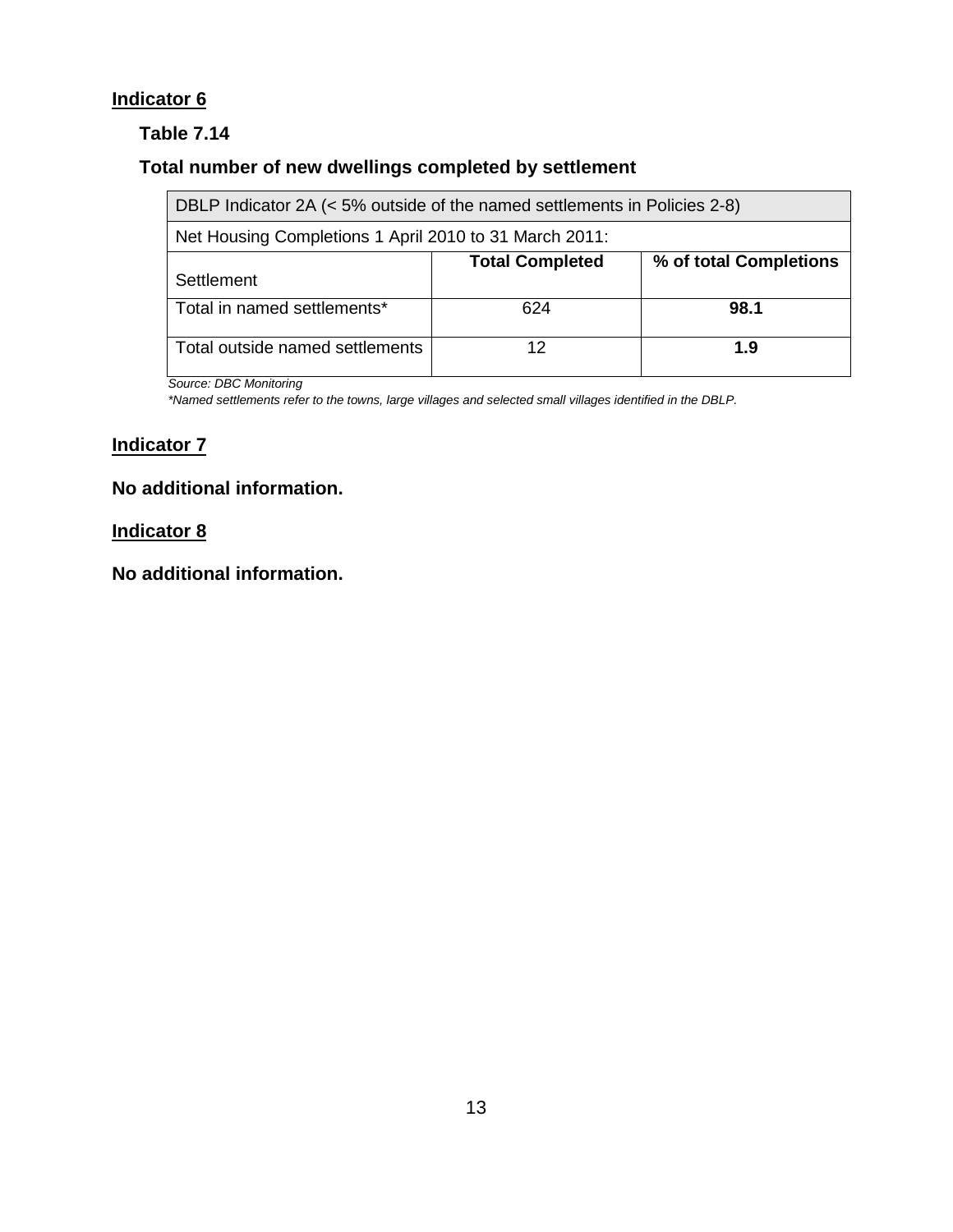## Indicator 6

### Table 7.14

### Total number of new dwellings completed by settlement

| DBLP Indicator 2A (< 5% outside of the named settlements in Policies 2-8) | | |
|---|---|---|
| Net Housing Completions 1 April 2010 to 31 March 2011: | | |
| Settlement | **Total Completed** | **% of total Completions** |
| Total in named settlements* | 624 | **98.1** |
| Total outside named settlements | 12 | **1.9** |

*Source: DBC Monitoring*

*\*Named settlements refer to the towns, large villages and selected small villages identified in the DBLP.*

## Indicator 7

**No additional information.**

## Indicator 8

**No additional information.**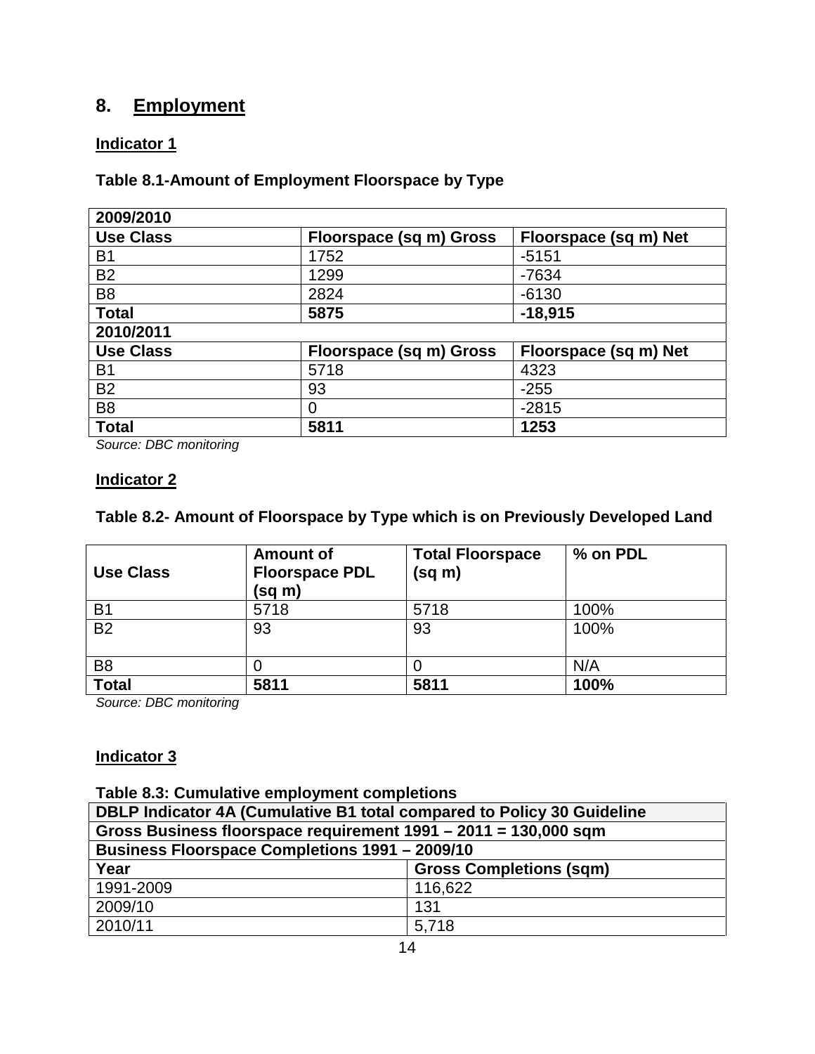## 8. <u>Employment</u>

### <u>Indicator 1</u>

**Table 8.1-Amount of Employment Floorspace by Type**

| **2009/2010** | | |
|---|---|---|
| **Use Class** | **Floorspace (sq m) Gross** | **Floorspace (sq m) Net** |
| B1 | 1752 | -5151 |
| B2 | 1299 | -7634 |
| B8 | 2824 | -6130 |
| **Total** | **5875** | **-18,915** |
| **2010/2011** | | |
| **Use Class** | **Floorspace (sq m) Gross** | **Floorspace (sq m) Net** |
| B1 | 5718 | 4323 |
| B2 | 93 | -255 |
| B8 | 0 | -2815 |
| **Total** | **5811** | **1253** |

*Source: DBC monitoring*

### <u>Indicator 2</u>

**Table 8.2- Amount of Floorspace by Type which is on Previously Developed Land**

| **Use Class** | **Amount of Floorspace PDL (sq m)** | **Total Floorspace (sq m)** | **% on PDL** |
|---|---|---|---|
| B1 | 5718 | 5718 | 100% |
| B2 | 93 | 93 | 100% |
| B8 | 0 | 0 | N/A |
| **Total** | **5811** | **5811** | **100%** |

*Source: DBC monitoring*

### <u>Indicator 3</u>

**Table 8.3: Cumulative employment completions**

| **DBLP Indicator 4A (Cumulative B1 total compared to Policy 30 Guideline** | |
|---|---|
| **Gross Business floorspace requirement 1991 – 2011 = 130,000 sqm** | |
| **Business Floorspace Completions 1991 – 2009/10** | |
| **Year** | **Gross Completions (sqm)** |
| 1991-2009 | 116,622 |
| 2009/10 | 131 |
| 2010/11 | 5,718 |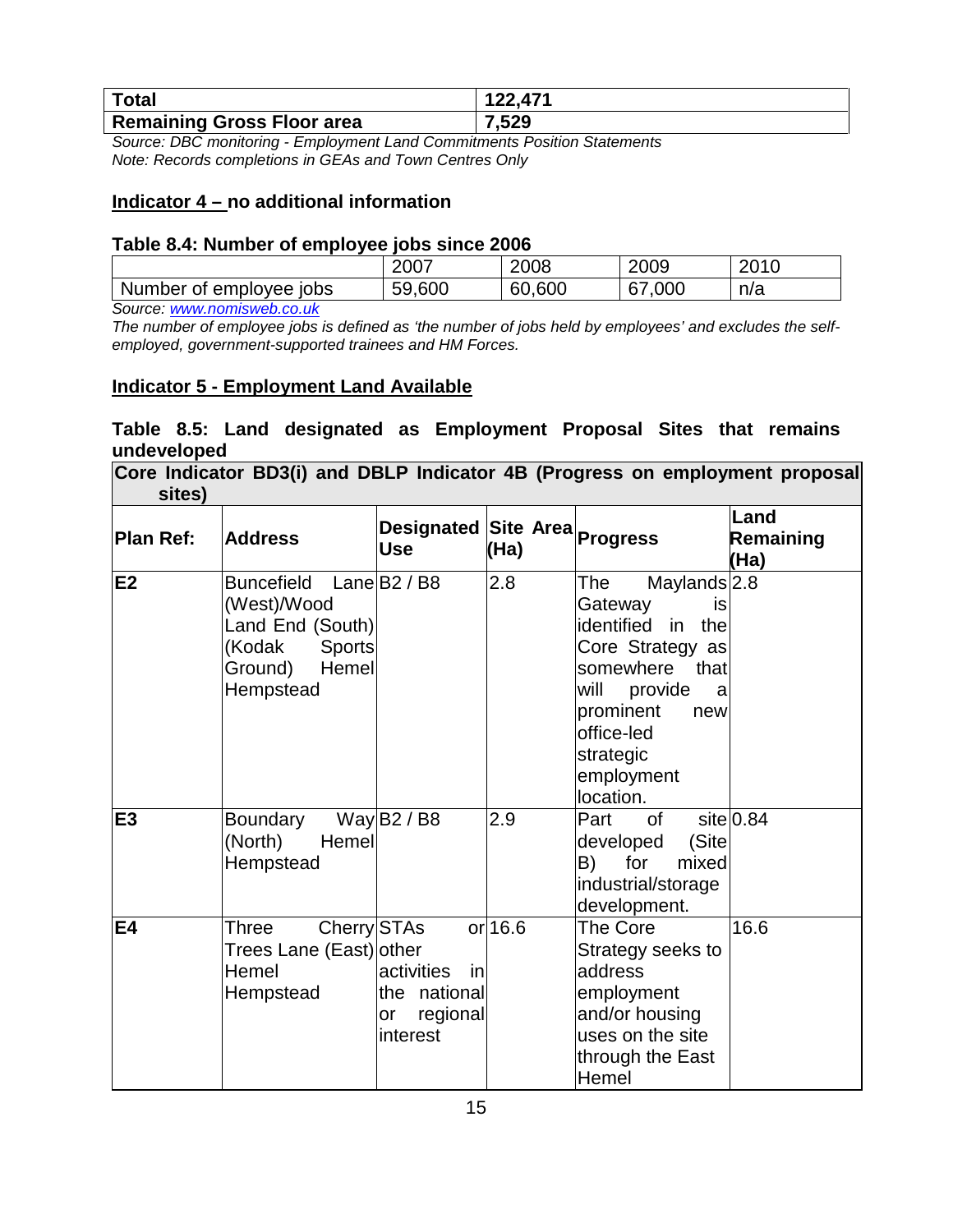| **Total** | **122,471** |
|---|---|
| **Remaining Gross Floor area** | **7,529** |

*Source: DBC monitoring - Employment Land Commitments Position Statements*
*Note: Records completions in GEAs and Town Centres Only*

## Indicator 4 – no additional information

### Table 8.4: Number of employee jobs since 2006

| | 2007 | 2008 | 2009 | 2010 |
|---|---|---|---|---|
| Number of employee jobs | 59,600 | 60,600 | 67,000 | n/a |

*Source: www.nomisweb.co.uk*
*The number of employee jobs is defined as 'the number of jobs held by employees' and excludes the self-employed, government-supported trainees and HM Forces.*

## Indicator 5 - Employment Land Available

### Table 8.5: Land designated as Employment Proposal Sites that remains undeveloped

| **Core Indicator BD3(i) and DBLP Indicator 4B (Progress on employment proposal sites)** | | | | | |
|---|---|---|---|---|---|
| **Plan Ref:** | **Address** | **Designated Use** | **Site Area (Ha)** | **Progress** | **Land Remaining (Ha)** |
| **E2** | Buncefield Lane (West)/Wood Land End (South) (Kodak Sports Ground) Hemel Hempstead | B2 / B8 | 2.8 | The Maylands Gateway is identified in the Core Strategy as somewhere that will provide a prominent new office-led strategic employment location. | 2.8 |
| **E3** | Boundary Way (North) Hemel Hempstead | B2 / B8 | 2.9 | Part of site developed (Site B) for mixed industrial/storage development. | 0.84 |
| **E4** | Three Cherry Trees Lane (East) Hemel Hempstead | STAs or other activities in the national or regional interest | 16.6 | The Core Strategy seeks to address employment and/or housing uses on the site through the East Hemel | 16.6 |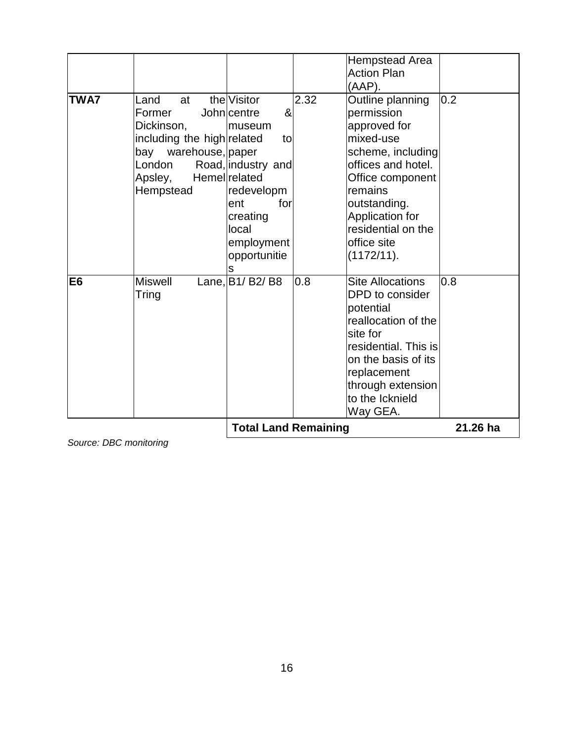| | | | | Hempstead Area Action Plan (AAP). | |
|---|---|---|---|---|---|
| **TWA7** | Land at the Former John Dickinson, including the high bay warehouse, London Road, Apsley, Hemel Hempstead | Visitor centre & museum related to paper industry and related redevelopment for creating local employment opportunities | 2.32 | Outline planning permission approved for mixed-use scheme, including offices and hotel. Office component remains outstanding. Application for residential on the office site (1172/11). | 0.2 |
| **E6** | Miswell Lane, Tring | B1/ B2/ B8 | 0.8 | Site Allocations DPD to consider potential reallocation of the site for residential. This is on the basis of its replacement through extension to the Icknield Way GEA. | 0.8 |
| | | **Total Land Remaining** | | | **21.26 ha** |

*Source: DBC monitoring*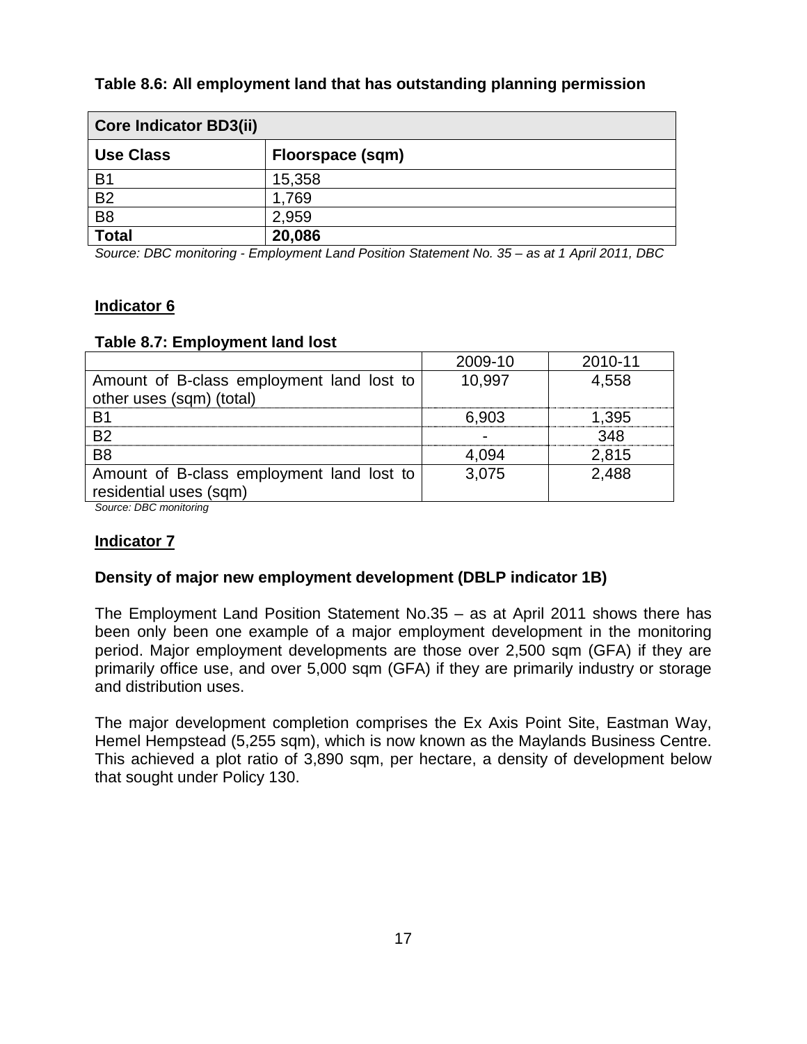**Table 8.6: All employment land that has outstanding planning permission**

| Core Indicator BD3(ii) | |
|---|---|
| **Use Class** | **Floorspace (sqm)** |
| B1 | 15,358 |
| B2 | 1,769 |
| B8 | 2,959 |
| **Total** | **20,086** |

*Source: DBC monitoring - Employment Land Position Statement No. 35 – as at 1 April 2011, DBC*

## Indicator 6

**Table 8.7: Employment land lost**

| | 2009-10 | 2010-11 |
|---|---|---|
| Amount of B-class employment land lost to other uses (sqm) (total) | 10,997 | 4,558 |
| B1 | 6,903 | 1,395 |
| B2 | - | 348 |
| B8 | 4,094 | 2,815 |
| Amount of B-class employment land lost to residential uses (sqm) | 3,075 | 2,488 |

*Source: DBC monitoring*

## Indicator 7

**Density of major new employment development (DBLP indicator 1B)**

The Employment Land Position Statement No.35 – as at April 2011 shows there has been only been one example of a major employment development in the monitoring period. Major employment developments are those over 2,500 sqm (GFA) if they are primarily office use, and over 5,000 sqm (GFA) if they are primarily industry or storage and distribution uses.

The major development completion comprises the Ex Axis Point Site, Eastman Way, Hemel Hempstead (5,255 sqm), which is now known as the Maylands Business Centre. This achieved a plot ratio of 3,890 sqm, per hectare, a density of development below that sought under Policy 130.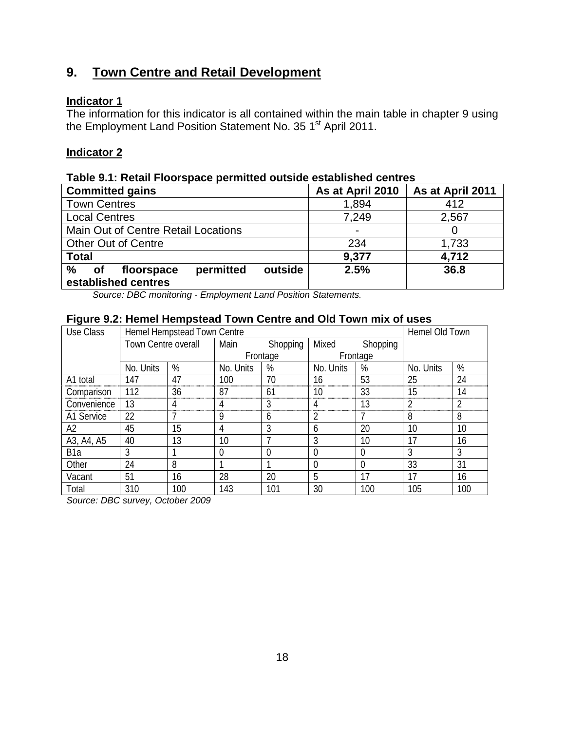## 9. Town Centre and Retail Development

### Indicator 1

The information for this indicator is all contained within the main table in chapter 9 using the Employment Land Position Statement No. 35 1st April 2011.

### Indicator 2

**Table 9.1: Retail Floorspace permitted outside established centres**

| Committed gains | As at April 2010 | As at April 2011 |
|---|---|---|
| Town Centres | 1,894 | 412 |
| Local Centres | 7,249 | 2,567 |
| Main Out of Centre Retail Locations | - | 0 |
| Other Out of Centre | 234 | 1,733 |
| **Total** | **9,377** | **4,712** |
| **% of floorspace permitted outside established centres** | **2.5%** | **36.8** |

*Source: DBC monitoring - Employment Land Position Statements.*

**Figure 9.2: Hemel Hempstead Town Centre and Old Town mix of uses**

| Use Class | Hemel Hempstead Town Centre | | | | | | Hemel Old Town | |
|---|---|---|---|---|---|---|---|---|
| | Town Centre overall | | Main Shopping Frontage | | Mixed Shopping Frontage | | | |
| | No. Units | % | No. Units | % | No. Units | % | No. Units | % |
| A1 total | 147 | 47 | 100 | 70 | 16 | 53 | 25 | 24 |
| Comparison | 112 | 36 | 87 | 61 | 10 | 33 | 15 | 14 |
| Convenience | 13 | 4 | 4 | 3 | 4 | 13 | 2 | 2 |
| A1 Service | 22 | 7 | 9 | 6 | 2 | 7 | 8 | 8 |
| A2 | 45 | 15 | 4 | 3 | 6 | 20 | 10 | 10 |
| A3, A4, A5 | 40 | 13 | 10 | 7 | 3 | 10 | 17 | 16 |
| B1a | 3 | 1 | 0 | 0 | 0 | 0 | 3 | 3 |
| Other | 24 | 8 | 1 | 1 | 0 | 0 | 33 | 31 |
| Vacant | 51 | 16 | 28 | 20 | 5 | 17 | 17 | 16 |
| Total | 310 | 100 | 143 | 101 | 30 | 100 | 105 | 100 |

*Source: DBC survey, October 2009*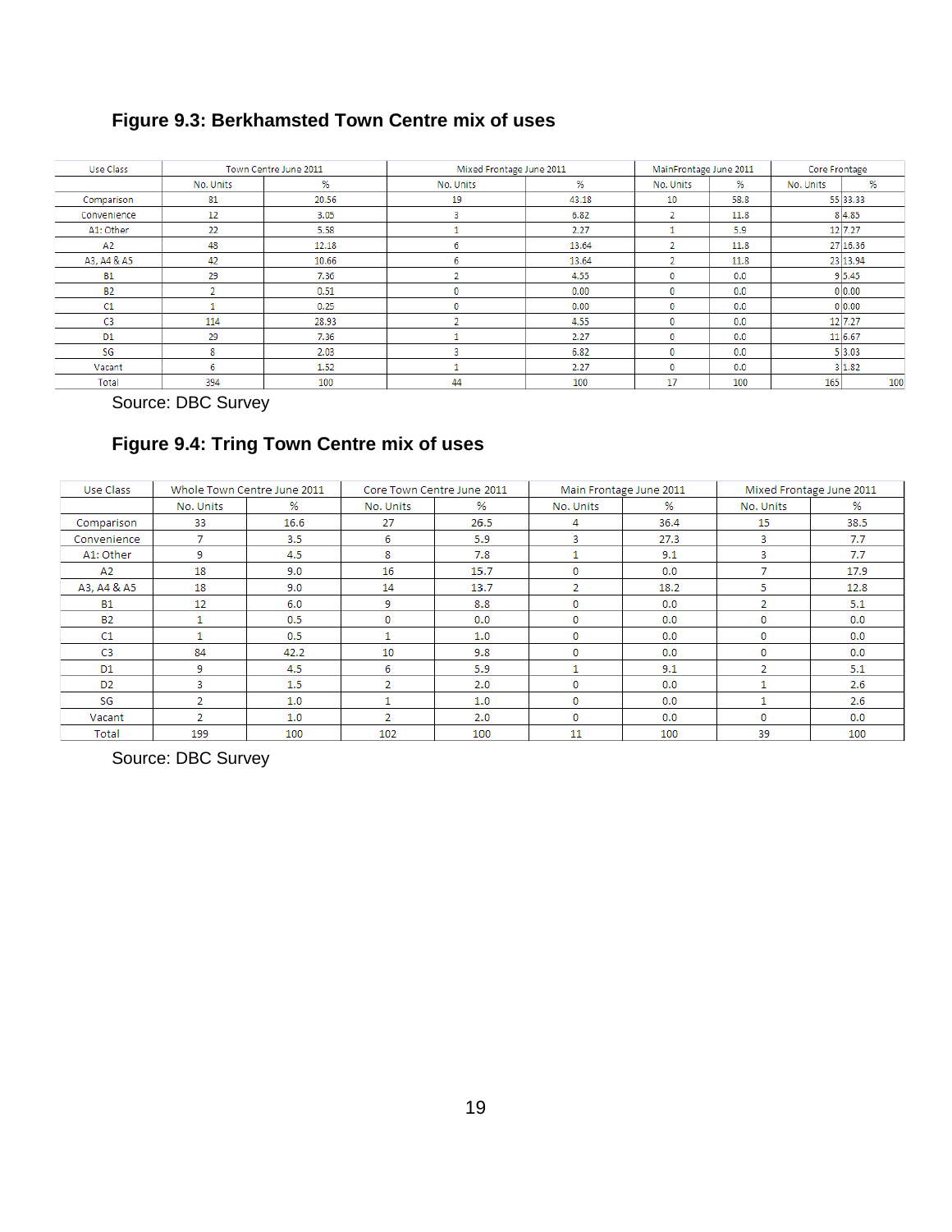## Figure 9.3: Berkhamsted Town Centre mix of uses

| Use Class | Town Centre June 2011 | | Mixed Frontage June 2011 | | MainFrontage June 2011 | | Core Frontage | |
|---|---|---|---|---|---|---|---|---|
| | No. Units | % | No. Units | % | No. Units | % | No. Units | % |
| Comparison | 81 | 20.56 | 19 | 43.18 | 10 | 58.8 | 55 | 33.33 |
| Convenience | 12 | 3.05 | 3 | 6.82 | 2 | 11.8 | 8 | 4.85 |
| A1: Other | 22 | 5.58 | 1 | 2.27 | 1 | 5.9 | 12 | 7.27 |
| A2 | 48 | 12.18 | 6 | 13.64 | 2 | 11.8 | 27 | 16.36 |
| A3, A4 & A5 | 42 | 10.66 | 6 | 13.64 | 2 | 11.8 | 23 | 13.94 |
| B1 | 29 | 7.36 | 2 | 4.55 | 0 | 0.0 | 9 | 5.45 |
| B2 | 2 | 0.51 | 0 | 0.00 | 0 | 0.0 | 0 | 0.00 |
| C1 | 1 | 0.25 | 0 | 0.00 | 0 | 0.0 | 0 | 0.00 |
| C3 | 114 | 28.93 | 2 | 4.55 | 0 | 0.0 | 12 | 7.27 |
| D1 | 29 | 7.36 | 1 | 2.27 | 0 | 0.0 | 11 | 6.67 |
| SG | 8 | 2.03 | 3 | 6.82 | 0 | 0.0 | 5 | 3.03 |
| Vacant | 6 | 1.52 | 1 | 2.27 | 0 | 0.0 | 3 | 1.82 |
| Total | 394 | 100 | 44 | 100 | 17 | 100 | 165 | 100 |

Source: DBC Survey

## Figure 9.4: Tring Town Centre mix of uses

| Use Class | Whole Town Centre June 2011 | | Core Town Centre June 2011 | | Main Frontage June 2011 | | Mixed Frontage June 2011 | |
|---|---|---|---|---|---|---|---|---|
| | No. Units | % | No. Units | % | No. Units | % | No. Units | % |
| Comparison | 33 | 16.6 | 27 | 26.5 | 4 | 36.4 | 15 | 38.5 |
| Convenience | 7 | 3.5 | 6 | 5.9 | 3 | 27.3 | 3 | 7.7 |
| A1: Other | 9 | 4.5 | 8 | 7.8 | 1 | 9.1 | 3 | 7.7 |
| A2 | 18 | 9.0 | 16 | 15.7 | 0 | 0.0 | 7 | 17.9 |
| A3, A4 & A5 | 18 | 9.0 | 14 | 13.7 | 2 | 18.2 | 5 | 12.8 |
| B1 | 12 | 6.0 | 9 | 8.8 | 0 | 0.0 | 2 | 5.1 |
| B2 | 1 | 0.5 | 0 | 0.0 | 0 | 0.0 | 0 | 0.0 |
| C1 | 1 | 0.5 | 1 | 1.0 | 0 | 0.0 | 0 | 0.0 |
| C3 | 84 | 42.2 | 10 | 9.8 | 0 | 0.0 | 0 | 0.0 |
| D1 | 9 | 4.5 | 6 | 5.9 | 1 | 9.1 | 2 | 5.1 |
| D2 | 3 | 1.5 | 2 | 2.0 | 0 | 0.0 | 1 | 2.6 |
| SG | 2 | 1.0 | 1 | 1.0 | 0 | 0.0 | 1 | 2.6 |
| Vacant | 2 | 1.0 | 2 | 2.0 | 0 | 0.0 | 0 | 0.0 |
| Total | 199 | 100 | 102 | 100 | 11 | 100 | 39 | 100 |

Source: DBC Survey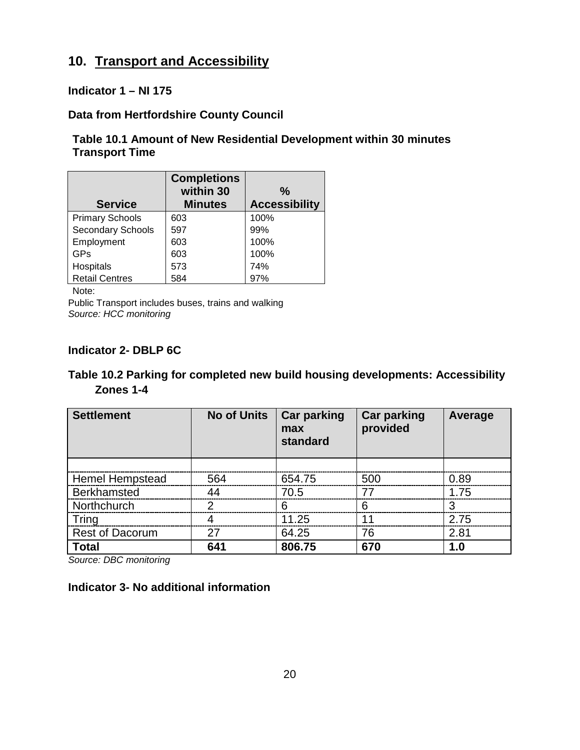## 10. Transport and Accessibility

**Indicator 1 – NI 175**

**Data from Hertfordshire County Council**

**Table 10.1 Amount of New Residential Development within 30 minutes Transport Time**

| Service | Completions within 30 Minutes | % Accessibility |
|---|---|---|
| Primary Schools | 603 | 100% |
| Secondary Schools | 597 | 99% |
| Employment | 603 | 100% |
| GPs | 603 | 100% |
| Hospitals | 573 | 74% |
| Retail Centres | 584 | 97% |

Note:

Public Transport includes buses, trains and walking

*Source: HCC monitoring*

**Indicator 2- DBLP 6C**

**Table 10.2 Parking for completed new build housing developments: Accessibility Zones 1-4**

| Settlement | No of Units | Car parking max standard | Car parking provided | Average |
|---|---|---|---|---|
| | | | | |
| Hemel Hempstead | 564 | 654.75 | 500 | 0.89 |
| Berkhamsted | 44 | 70.5 | 77 | 1.75 |
| Northchurch | 2 | 6 | 6 | 3 |
| Tring | 4 | 11.25 | 11 | 2.75 |
| Rest of Dacorum | 27 | 64.25 | 76 | 2.81 |
| **Total** | **641** | **806.75** | **670** | **1.0** |

*Source: DBC monitoring*

**Indicator 3- No additional information**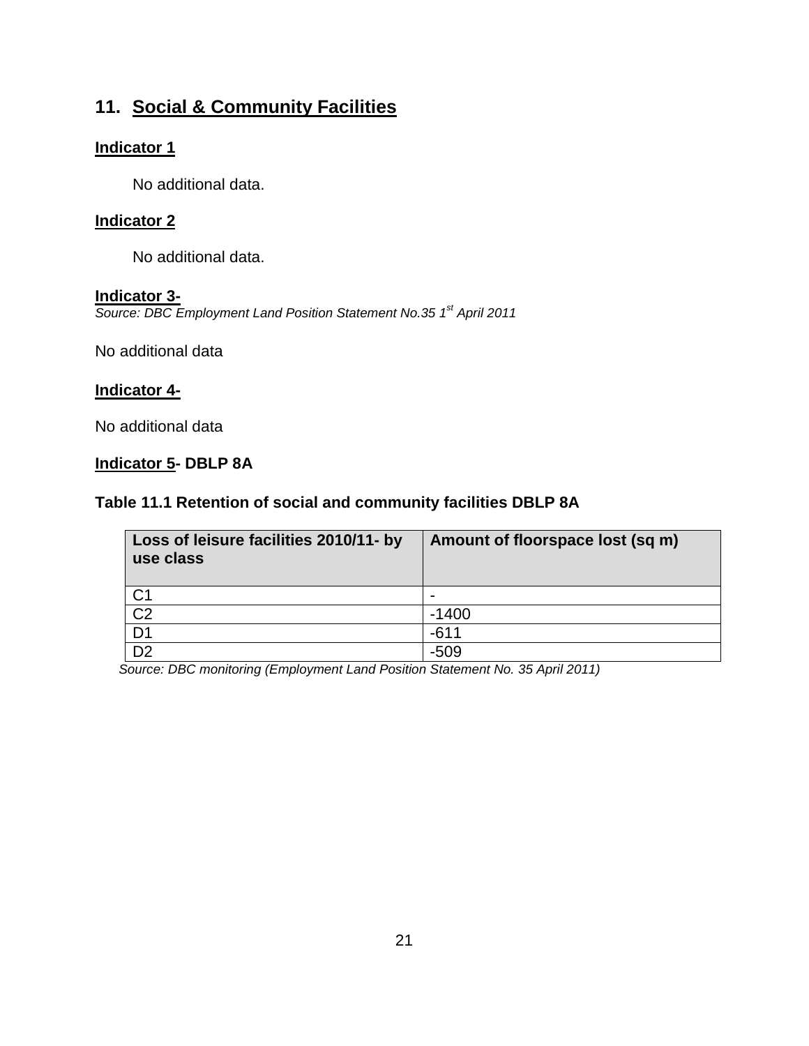## 11. Social & Community Facilities

**Indicator 1**

No additional data.

**Indicator 2**

No additional data.

**Indicator 3-**

*Source: DBC Employment Land Position Statement No.35 1st April 2011*

No additional data

**Indicator 4-**

No additional data

**Indicator 5- DBLP 8A**

**Table 11.1 Retention of social and community facilities DBLP 8A**

| Loss of leisure facilities 2010/11- by use class | Amount of floorspace lost (sq m) |
|---|---|
| C1 | - |
| C2 | -1400 |
| D1 | -611 |
| D2 | -509 |

*Source: DBC monitoring (Employment Land Position Statement No. 35 April 2011)*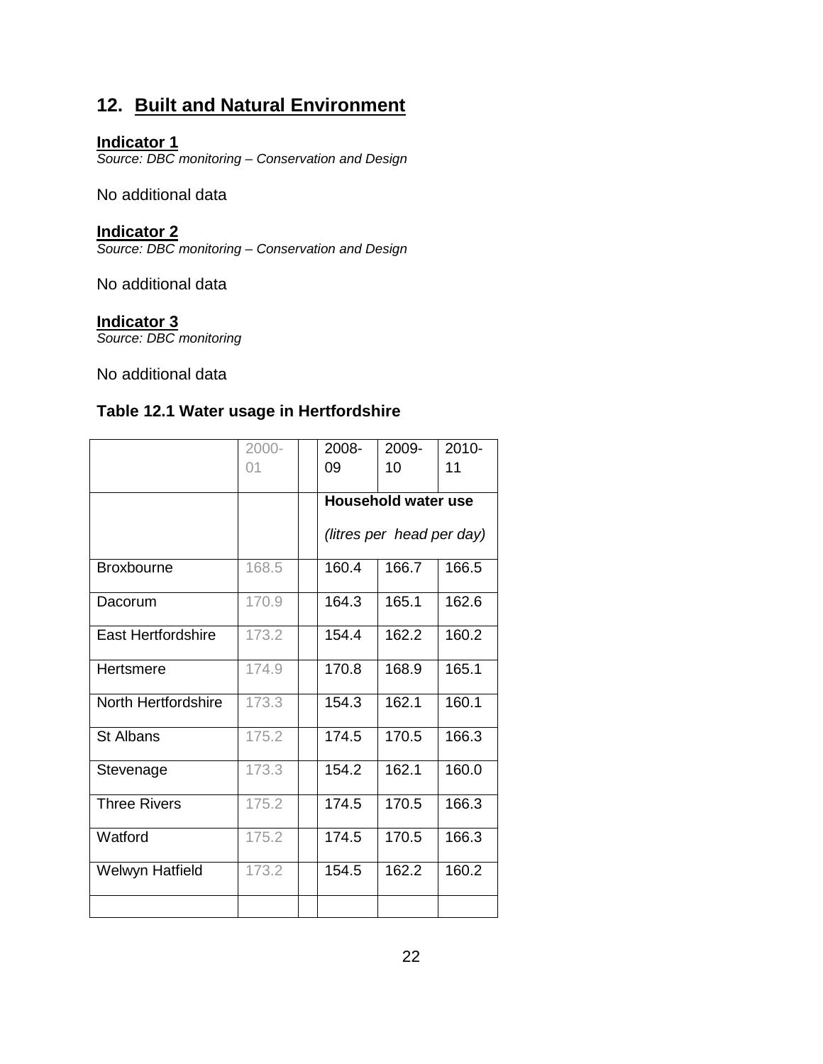## 12. Built and Natural Environment

**Indicator 1**
*Source: DBC monitoring – Conservation and Design*

No additional data

**Indicator 2**
*Source: DBC monitoring – Conservation and Design*

No additional data

**Indicator 3**
*Source: DBC monitoring*

No additional data

**Table 12.1 Water usage in Hertfordshire**

| | 2000-01 | | 2008-09 | 2009-10 | 2010-11 |
|---|---|---|---|---|---|
| | | | **Household water use** *(litres per head per day)* | | |
| Broxbourne | 168.5 | | 160.4 | 166.7 | 166.5 |
| Dacorum | 170.9 | | 164.3 | 165.1 | 162.6 |
| East Hertfordshire | 173.2 | | 154.4 | 162.2 | 160.2 |
| Hertsmere | 174.9 | | 170.8 | 168.9 | 165.1 |
| North Hertfordshire | 173.3 | | 154.3 | 162.1 | 160.1 |
| St Albans | 175.2 | | 174.5 | 170.5 | 166.3 |
| Stevenage | 173.3 | | 154.2 | 162.1 | 160.0 |
| Three Rivers | 175.2 | | 174.5 | 170.5 | 166.3 |
| Watford | 175.2 | | 174.5 | 170.5 | 166.3 |
| Welwyn Hatfield | 173.2 | | 154.5 | 162.2 | 160.2 |
| | | | | | |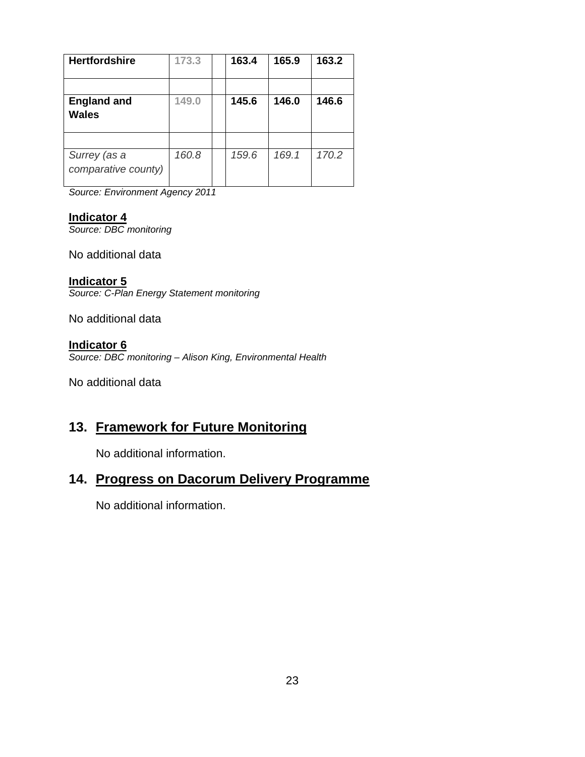| | | | | | |
|---|---|---|---|---|---|
| **Hertfordshire** | 173.3 | | **163.4** | **165.9** | **163.2** |
| | | | | | |
| **England and Wales** | 149.0 | | **145.6** | **146.0** | **146.6** |
| | | | | | |
| *Surrey (as a comparative county)* | *160.8* | | *159.6* | *169.1* | *170.2* |

*Source: Environment Agency 2011*

**Indicator 4**

*Source: DBC monitoring*

No additional data

**Indicator 5**

*Source: C-Plan Energy Statement monitoring*

No additional data

**Indicator 6**

*Source: DBC monitoring – Alison King, Environmental Health*

No additional data

## 13. Framework for Future Monitoring

No additional information.

## 14. Progress on Dacorum Delivery Programme

No additional information.